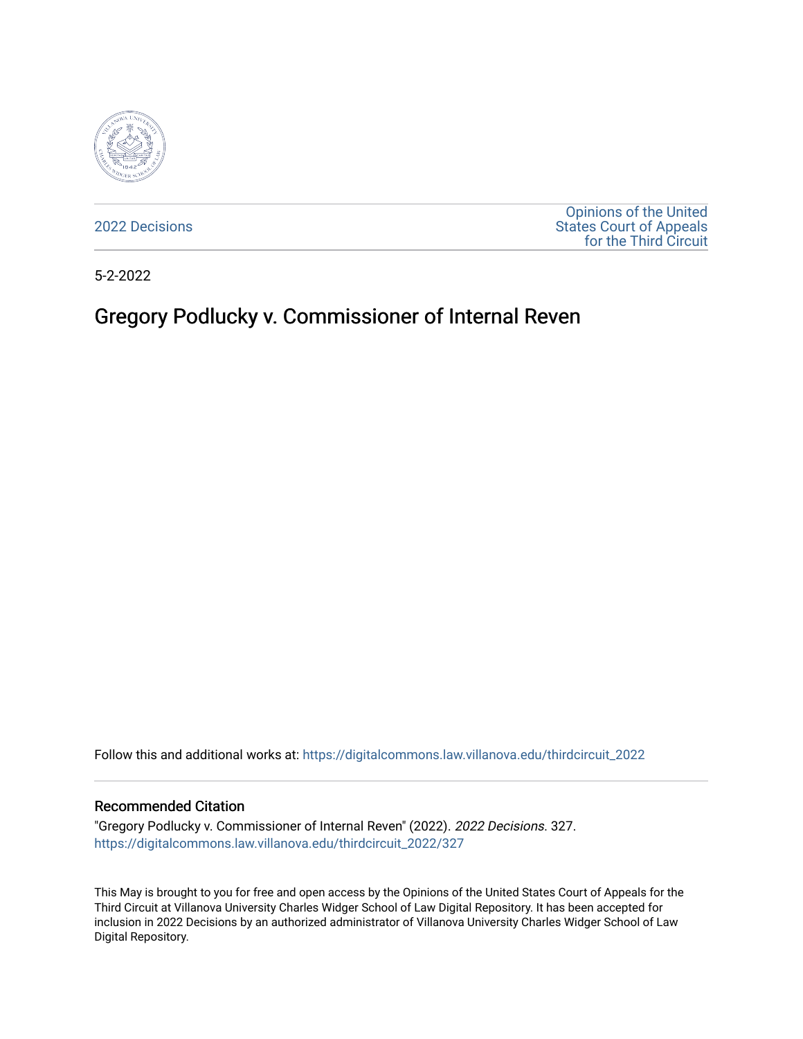2022 Decisions

Opinions of the United States Court of Appeals for the Third Circuit

5-2-2022

# Gregory Podlucky v. Commissioner of Internal Reven

Follow this and additional works at: https://digitalcommons.law.villanova.edu/thirdcircuit_2022

## Recommended Citation

"Gregory Podlucky v. Commissioner of Internal Reven" (2022). *2022 Decisions*. 327.
https://digitalcommons.law.villanova.edu/thirdcircuit_2022/327

This May is brought to you for free and open access by the Opinions of the United States Court of Appeals for the Third Circuit at Villanova University Charles Widger School of Law Digital Repository. It has been accepted for inclusion in 2022 Decisions by an authorized administrator of Villanova University Charles Widger School of Law Digital Repository.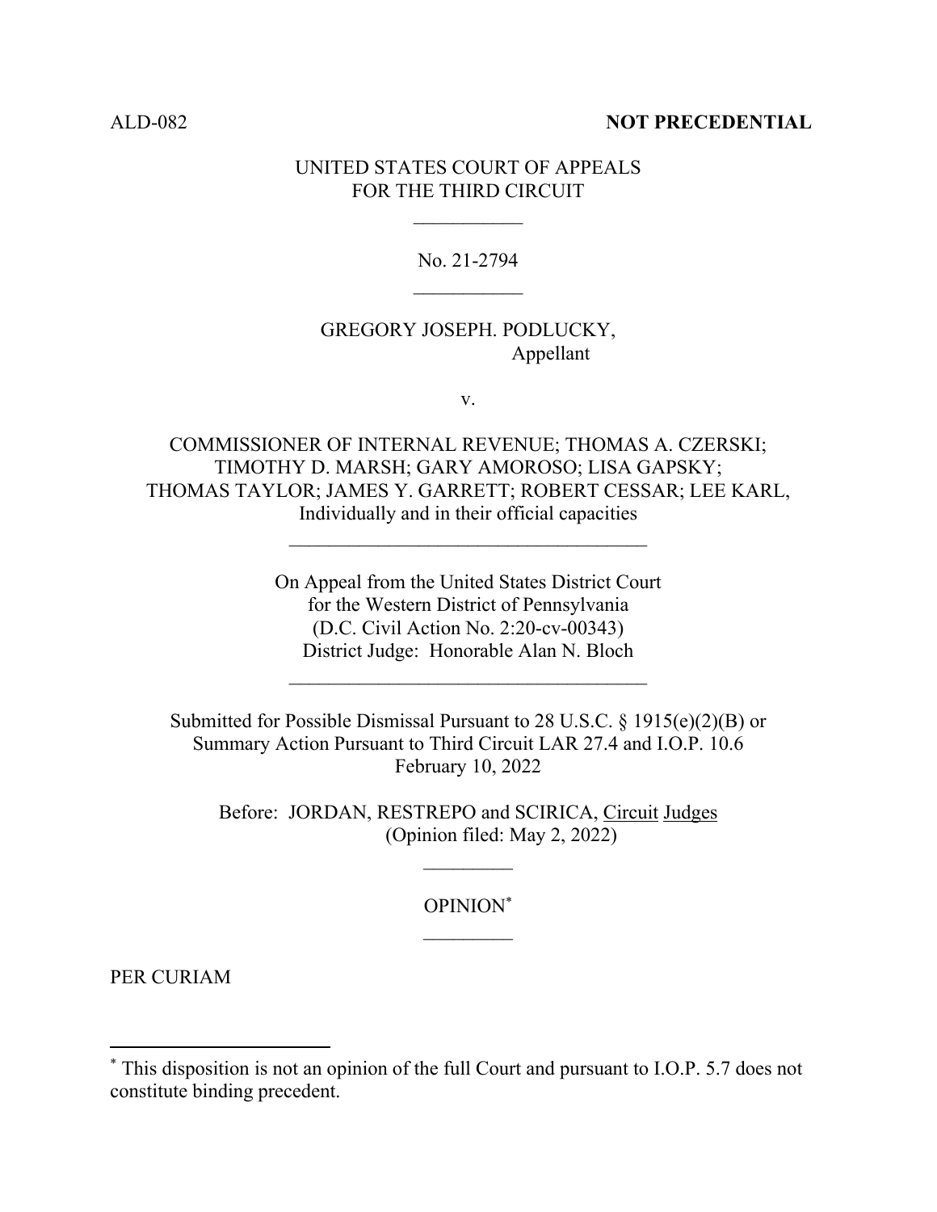ALD-082 **NOT PRECEDENTIAL**

UNITED STATES COURT OF APPEALS
FOR THE THIRD CIRCUIT

No. 21-2794

GREGORY JOSEPH. PODLUCKY,
Appellant

v.

COMMISSIONER OF INTERNAL REVENUE; THOMAS A. CZERSKI; TIMOTHY D. MARSH; GARY AMOROSO; LISA GAPSKY; THOMAS TAYLOR; JAMES Y. GARRETT; ROBERT CESSAR; LEE KARL, Individually and in their official capacities

On Appeal from the United States District Court
for the Western District of Pennsylvania
(D.C. Civil Action No. 2:20-cv-00343)
District Judge: Honorable Alan N. Bloch

Submitted for Possible Dismissal Pursuant to 28 U.S.C. § 1915(e)(2)(B) or Summary Action Pursuant to Third Circuit LAR 27.4 and I.O.P. 10.6
February 10, 2022

Before: JORDAN, RESTREPO and SCIRICA, Circuit Judges
(Opinion filed: May 2, 2022)

OPINION*

PER CURIAM

* This disposition is not an opinion of the full Court and pursuant to I.O.P. 5.7 does not constitute binding precedent.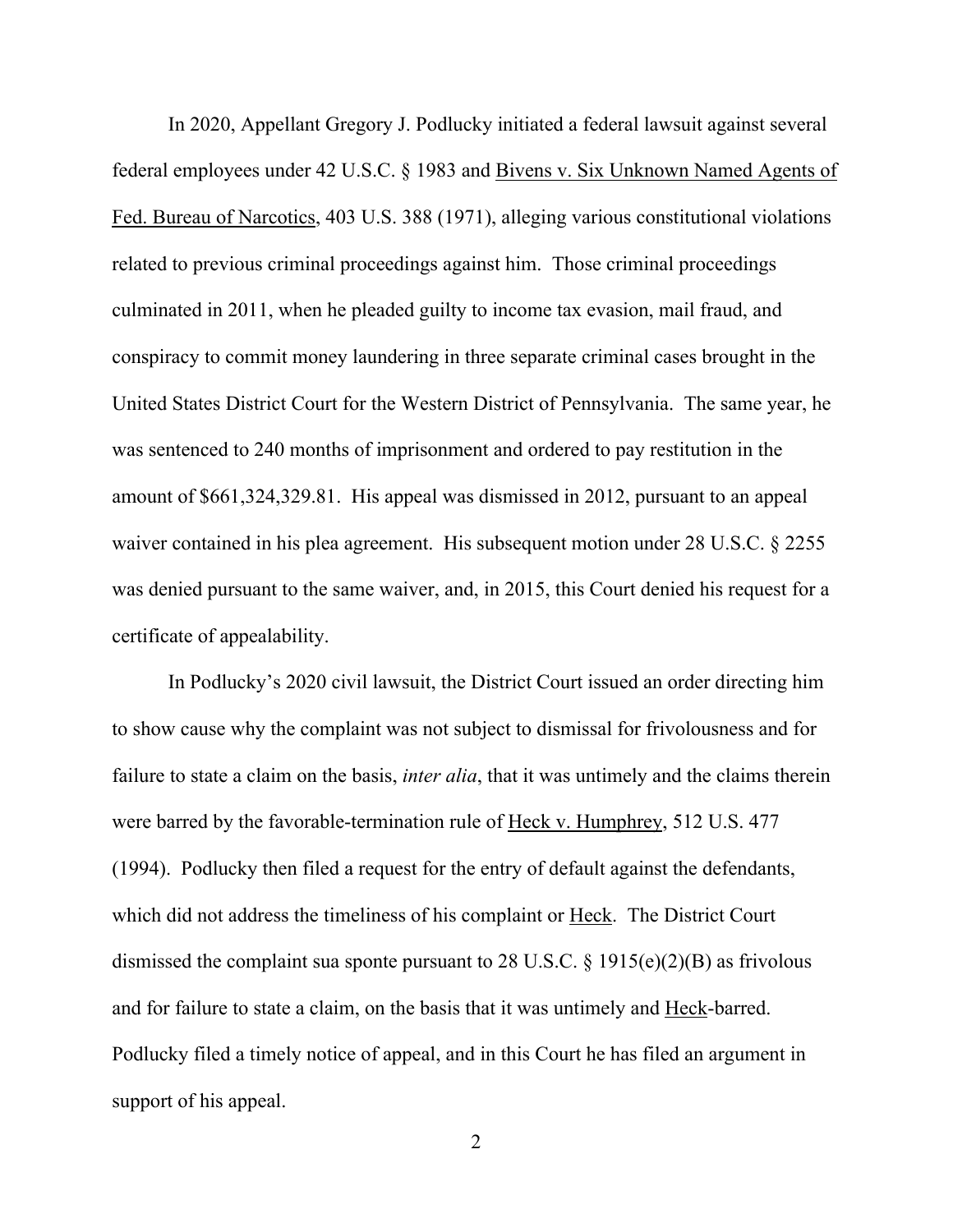In 2020, Appellant Gregory J. Podlucky initiated a federal lawsuit against several federal employees under 42 U.S.C. § 1983 and Bivens v. Six Unknown Named Agents of Fed. Bureau of Narcotics, 403 U.S. 388 (1971), alleging various constitutional violations related to previous criminal proceedings against him. Those criminal proceedings culminated in 2011, when he pleaded guilty to income tax evasion, mail fraud, and conspiracy to commit money laundering in three separate criminal cases brought in the United States District Court for the Western District of Pennsylvania. The same year, he was sentenced to 240 months of imprisonment and ordered to pay restitution in the amount of $661,324,329.81. His appeal was dismissed in 2012, pursuant to an appeal waiver contained in his plea agreement. His subsequent motion under 28 U.S.C. § 2255 was denied pursuant to the same waiver, and, in 2015, this Court denied his request for a certificate of appealability.

In Podlucky's 2020 civil lawsuit, the District Court issued an order directing him to show cause why the complaint was not subject to dismissal for frivolousness and for failure to state a claim on the basis, *inter alia*, that it was untimely and the claims therein were barred by the favorable-termination rule of Heck v. Humphrey, 512 U.S. 477 (1994). Podlucky then filed a request for the entry of default against the defendants, which did not address the timeliness of his complaint or Heck. The District Court dismissed the complaint sua sponte pursuant to 28 U.S.C. § 1915(e)(2)(B) as frivolous and for failure to state a claim, on the basis that it was untimely and Heck-barred. Podlucky filed a timely notice of appeal, and in this Court he has filed an argument in support of his appeal.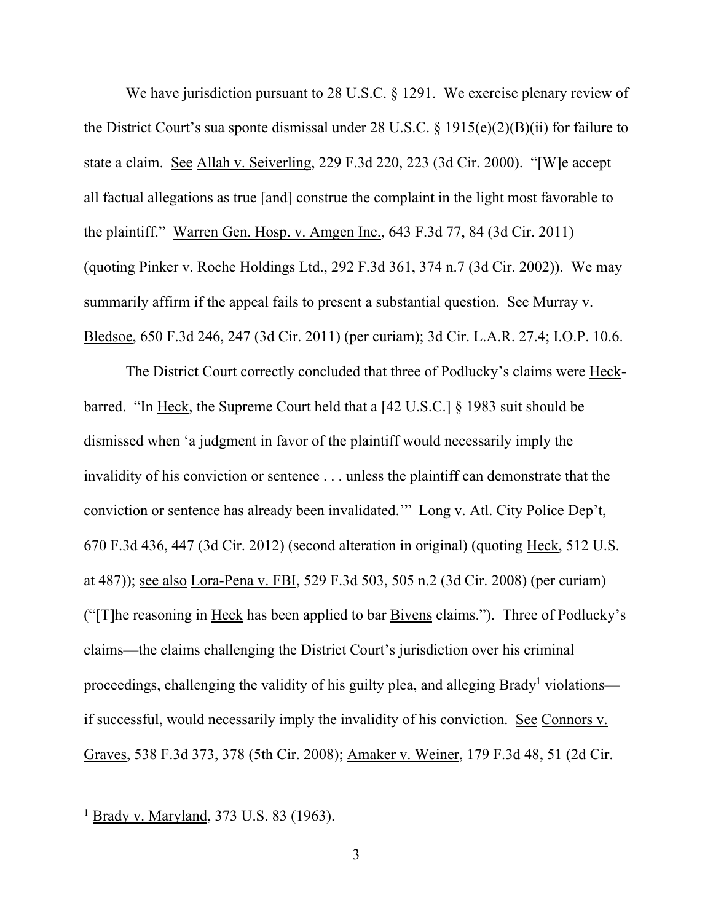We have jurisdiction pursuant to 28 U.S.C. § 1291. We exercise plenary review of the District Court's sua sponte dismissal under 28 U.S.C. § 1915(e)(2)(B)(ii) for failure to state a claim. See Allah v. Seiverling, 229 F.3d 220, 223 (3d Cir. 2000). "[W]e accept all factual allegations as true [and] construe the complaint in the light most favorable to the plaintiff." Warren Gen. Hosp. v. Amgen Inc., 643 F.3d 77, 84 (3d Cir. 2011) (quoting Pinker v. Roche Holdings Ltd., 292 F.3d 361, 374 n.7 (3d Cir. 2002)). We may summarily affirm if the appeal fails to present a substantial question. See Murray v. Bledsoe, 650 F.3d 246, 247 (3d Cir. 2011) (per curiam); 3d Cir. L.A.R. 27.4; I.O.P. 10.6.

The District Court correctly concluded that three of Podlucky's claims were Heck-barred. "In Heck, the Supreme Court held that a [42 U.S.C.] § 1983 suit should be dismissed when 'a judgment in favor of the plaintiff would necessarily imply the invalidity of his conviction or sentence . . . unless the plaintiff can demonstrate that the conviction or sentence has already been invalidated.'" Long v. Atl. City Police Dep't, 670 F.3d 436, 447 (3d Cir. 2012) (second alteration in original) (quoting Heck, 512 U.S. at 487)); see also Lora-Pena v. FBI, 529 F.3d 503, 505 n.2 (3d Cir. 2008) (per curiam) ("[T]he reasoning in Heck has been applied to bar Bivens claims."). Three of Podlucky's claims—the claims challenging the District Court's jurisdiction over his criminal proceedings, challenging the validity of his guilty plea, and alleging Brady[1] violations—if successful, would necessarily imply the invalidity of his conviction. See Connors v. Graves, 538 F.3d 373, 378 (5th Cir. 2008); Amaker v. Weiner, 179 F.3d 48, 51 (2d Cir.

[1] Brady v. Maryland, 373 U.S. 83 (1963).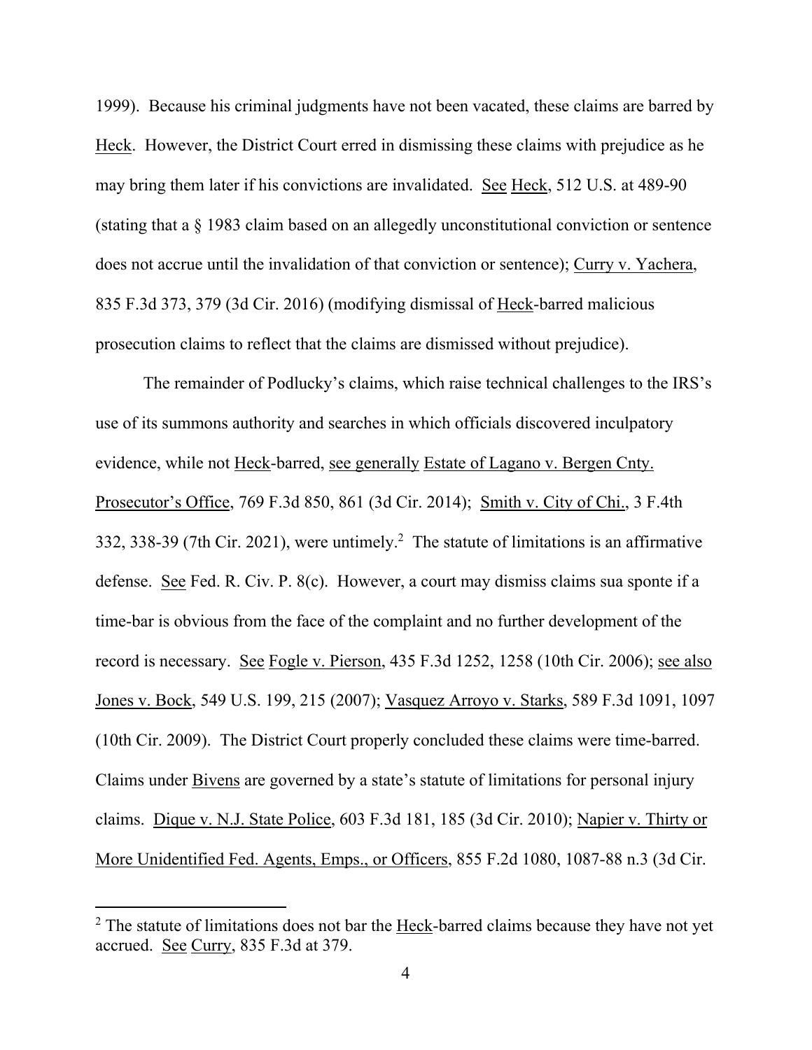1999). Because his criminal judgments have not been vacated, these claims are barred by Heck. However, the District Court erred in dismissing these claims with prejudice as he may bring them later if his convictions are invalidated. See Heck, 512 U.S. at 489-90 (stating that a § 1983 claim based on an allegedly unconstitutional conviction or sentence does not accrue until the invalidation of that conviction or sentence); Curry v. Yachera, 835 F.3d 373, 379 (3d Cir. 2016) (modifying dismissal of Heck-barred malicious prosecution claims to reflect that the claims are dismissed without prejudice).

The remainder of Podlucky's claims, which raise technical challenges to the IRS's use of its summons authority and searches in which officials discovered inculpatory evidence, while not Heck-barred, see generally Estate of Lagano v. Bergen Cnty. Prosecutor's Office, 769 F.3d 850, 861 (3d Cir. 2014); Smith v. City of Chi., 3 F.4th 332, 338-39 (7th Cir. 2021), were untimely.[2] The statute of limitations is an affirmative defense. See Fed. R. Civ. P. 8(c). However, a court may dismiss claims sua sponte if a time-bar is obvious from the face of the complaint and no further development of the record is necessary. See Fogle v. Pierson, 435 F.3d 1252, 1258 (10th Cir. 2006); see also Jones v. Bock, 549 U.S. 199, 215 (2007); Vasquez Arroyo v. Starks, 589 F.3d 1091, 1097 (10th Cir. 2009). The District Court properly concluded these claims were time-barred. Claims under Bivens are governed by a state's statute of limitations for personal injury claims. Dique v. N.J. State Police, 603 F.3d 181, 185 (3d Cir. 2010); Napier v. Thirty or More Unidentified Fed. Agents, Emps., or Officers, 855 F.2d 1080, 1087-88 n.3 (3d Cir.

[2] The statute of limitations does not bar the Heck-barred claims because they have not yet accrued. See Curry, 835 F.3d at 379.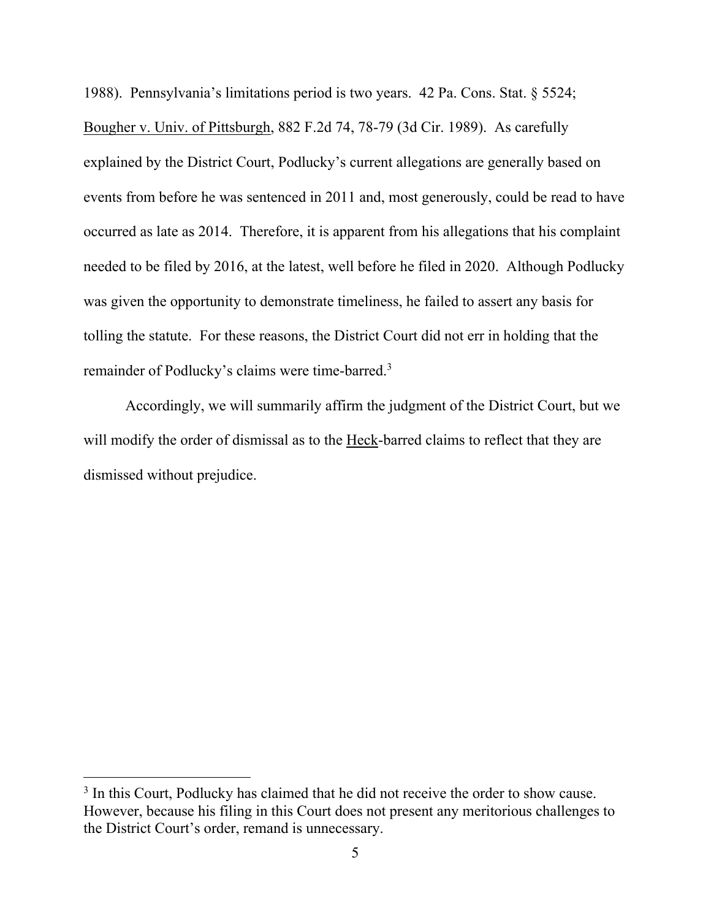1988). Pennsylvania's limitations period is two years. 42 Pa. Cons. Stat. § 5524; Bougher v. Univ. of Pittsburgh, 882 F.2d 74, 78-79 (3d Cir. 1989). As carefully explained by the District Court, Podlucky's current allegations are generally based on events from before he was sentenced in 2011 and, most generously, could be read to have occurred as late as 2014. Therefore, it is apparent from his allegations that his complaint needed to be filed by 2016, at the latest, well before he filed in 2020. Although Podlucky was given the opportunity to demonstrate timeliness, he failed to assert any basis for tolling the statute. For these reasons, the District Court did not err in holding that the remainder of Podlucky's claims were time-barred.[3]

Accordingly, we will summarily affirm the judgment of the District Court, but we will modify the order of dismissal as to the Heck-barred claims to reflect that they are dismissed without prejudice.

---

[3] In this Court, Podlucky has claimed that he did not receive the order to show cause. However, because his filing in this Court does not present any meritorious challenges to the District Court's order, remand is unnecessary.